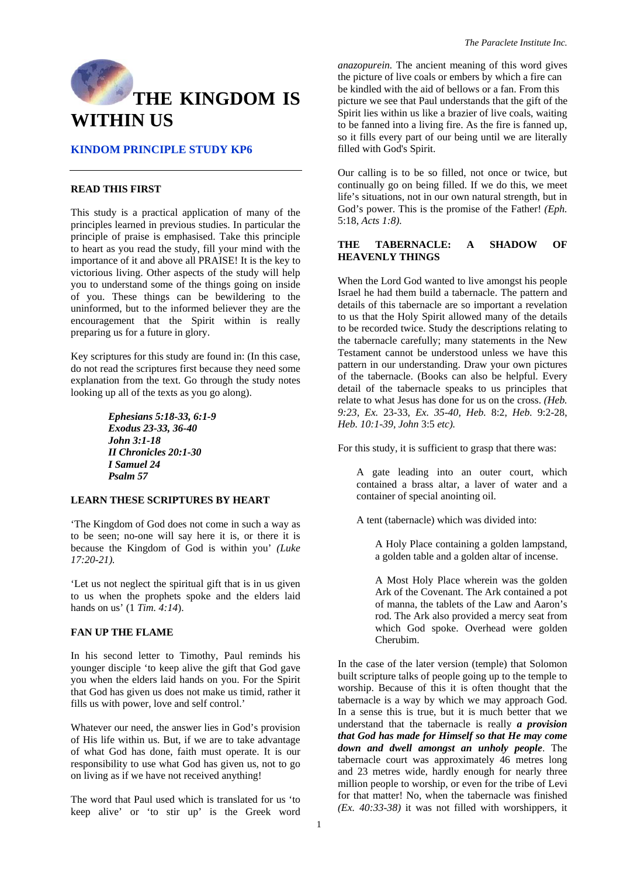# THE KINGDOM IS WITHIN US

## KINDOM PRINCIPLE STUDY KP6

### READ THIS FIRST

This study is a practical application of many of the principles learned in previous studies. In particular the principle of praise is emphasised. Take this principle to heart as you read the study, fill your mind with the importance of it and above all PRAISE! It is the key to victorious living. Other aspects of the study will help you to understand some of the things going on inside of you. These things can be bewildering to the uninformed, but to the informed believer they are the encouragement that the Spirit within is really preparing us for a future in glory.

Key scriptures for this study are found in: (In this case, do not read the scriptures first because they need some explanation from the text. Go through the study notes looking up all of the texts as you go along).

> ***Ephesians 5:18-33, 6:1-9***
> ***Exodus 23-33, 36-40***
> ***John 3:1-18***
> ***II Chronicles 20:1-30***
> ***I Samuel 24***
> ***Psalm 57***

### LEARN THESE SCRIPTURES BY HEART

'The Kingdom of God does not come in such a way as to be seen; no-one will say here it is, or there it is because the Kingdom of God is within you' *(Luke 17:20-21).*

'Let us not neglect the spiritual gift that is in us given to us when the prophets spoke and the elders laid hands on us' (1 *Tim. 4:14*).

### FAN UP THE FLAME

In his second letter to Timothy, Paul reminds his younger disciple 'to keep alive the gift that God gave you when the elders laid hands on you. For the Spirit that God has given us does not make us timid, rather it fills us with power, love and self control.'

Whatever our need, the answer lies in God's provision of His life within us. But, if we are to take advantage of what God has done, faith must operate. It is our responsibility to use what God has given us, not to go on living as if we have not received anything!

The word that Paul used which is translated for us 'to keep alive' or 'to stir up' is the Greek word *anazopurein.* The ancient meaning of this word gives the picture of live coals or embers by which a fire can be kindled with the aid of bellows or a fan. From this picture we see that Paul understands that the gift of the Spirit lies within us like a brazier of live coals, waiting to be fanned into a living fire. As the fire is fanned up, so it fills every part of our being until we are literally filled with God's Spirit.

Our calling is to be so filled, not once or twice, but continually go on being filled. If we do this, we meet life's situations, not in our own natural strength, but in God's power. This is the promise of the Father! *(Eph.* 5:18, *Acts 1:8).*

### THE TABERNACLE: A SHADOW OF HEAVENLY THINGS

When the Lord God wanted to live amongst his people Israel he had them build a tabernacle. The pattern and details of this tabernacle are so important a revelation to us that the Holy Spirit allowed many of the details to be recorded twice. Study the descriptions relating to the tabernacle carefully; many statements in the New Testament cannot be understood unless we have this pattern in our understanding. Draw your own pictures of the tabernacle. (Books can also be helpful. Every detail of the tabernacle speaks to us principles that relate to what Jesus has done for us on the cross. *(Heb. 9:23, Ex.* 23-33, *Ex. 35-40, Heb.* 8:2, *Heb.* 9:2-28, *Heb. 10:1-39, John* 3:5 *etc).*

For this study, it is sufficient to grasp that there was:

> A gate leading into an outer court, which contained a brass altar, a laver of water and a container of special anointing oil.
>
> A tent (tabernacle) which was divided into:
>
> > A Holy Place containing a golden lampstand, a golden table and a golden altar of incense.
> >
> > A Most Holy Place wherein was the golden Ark of the Covenant. The Ark contained a pot of manna, the tablets of the Law and Aaron's rod. The Ark also provided a mercy seat from which God spoke. Overhead were golden Cherubim.

In the case of the later version (temple) that Solomon built scripture talks of people going up to the temple to worship. Because of this it is often thought that the tabernacle is a way by which we may approach God. In a sense this is true, but it is much better that we understand that the tabernacle is really ***a provision that God has made for Himself so that He may come down and dwell amongst an unholy people***. The tabernacle court was approximately 46 metres long and 23 metres wide, hardly enough for nearly three million people to worship, or even for the tribe of Levi for that matter! No, when the tabernacle was finished *(Ex. 40:33-38)* it was not filled with worshippers, it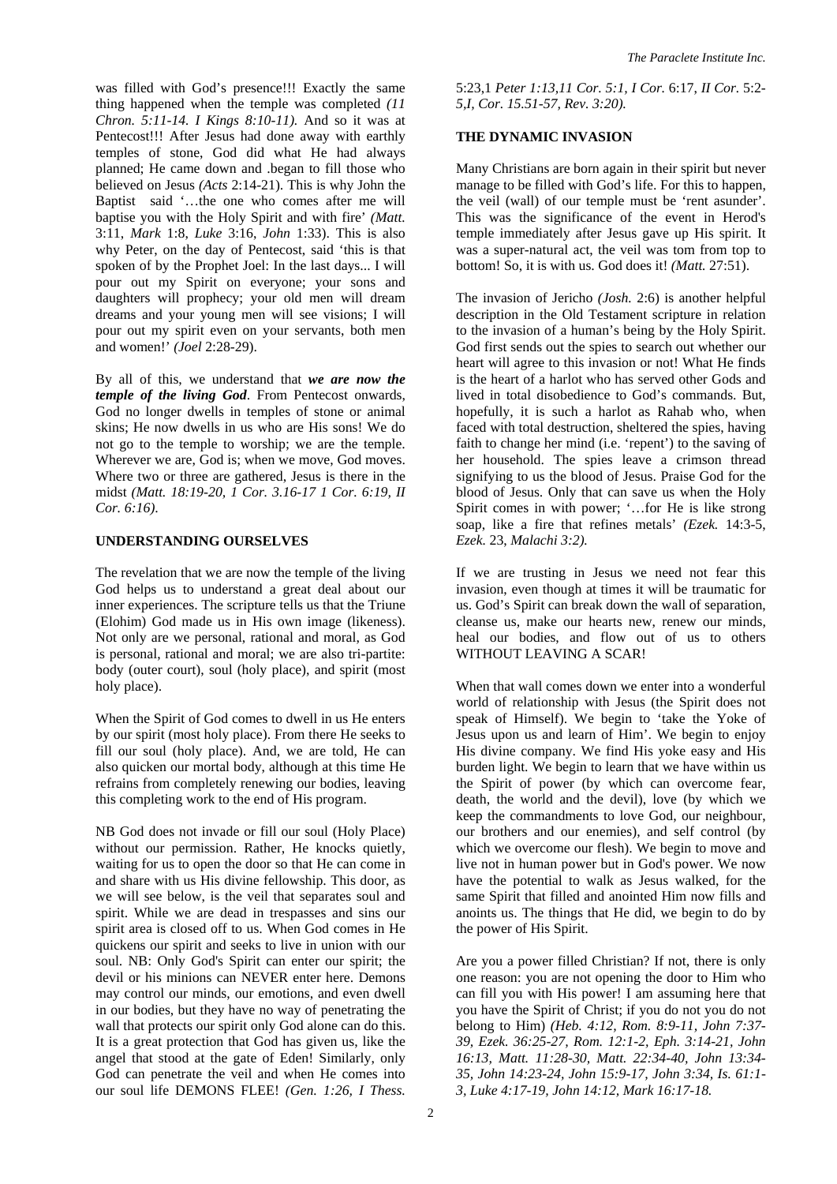was filled with God's presence!!! Exactly the same thing happened when the temple was completed *(11 Chron. 5:11-14. I Kings 8:10-11).* And so it was at Pentecost!!! After Jesus had done away with earthly temples of stone, God did what He had always planned; He came down and .began to fill those who believed on Jesus *(Acts* 2:14-21). This is why John the Baptist said '…the one who comes after me will baptise you with the Holy Spirit and with fire' *(Matt.* 3:11, *Mark* 1:8, *Luke* 3:16, *John* 1:33). This is also why Peter, on the day of Pentecost, said 'this is that spoken of by the Prophet Joel: In the last days... I will pour out my Spirit on everyone; your sons and daughters will prophecy; your old men will dream dreams and your young men will see visions; I will pour out my spirit even on your servants, both men and women!' *(Joel* 2:28-29).

By all of this, we understand that ***we are now the temple of the living God***. From Pentecost onwards, God no longer dwells in temples of stone or animal skins; He now dwells in us who are His sons! We do not go to the temple to worship; we are the temple. Wherever we are, God is; when we move, God moves. Where two or three are gathered, Jesus is there in the midst *(Matt. 18:19-20, 1 Cor. 3.16-17 1 Cor. 6:19, II Cor. 6:16)*.

**UNDERSTANDING OURSELVES**

The revelation that we are now the temple of the living God helps us to understand a great deal about our inner experiences. The scripture tells us that the Triune (Elohim) God made us in His own image (likeness). Not only are we personal, rational and moral, as God is personal, rational and moral; we are also tri-partite: body (outer court), soul (holy place), and spirit (most holy place).

When the Spirit of God comes to dwell in us He enters by our spirit (most holy place). From there He seeks to fill our soul (holy place). And, we are told, He can also quicken our mortal body, although at this time He refrains from completely renewing our bodies, leaving this completing work to the end of His program.

NB God does not invade or fill our soul (Holy Place) without our permission. Rather, He knocks quietly, waiting for us to open the door so that He can come in and share with us His divine fellowship. This door, as we will see below, is the veil that separates soul and spirit. While we are dead in trespasses and sins our spirit area is closed off to us. When God comes in He quickens our spirit and seeks to live in union with our soul. NB: Only God's Spirit can enter our spirit; the devil or his minions can NEVER enter here. Demons may control our minds, our emotions, and even dwell in our bodies, but they have no way of penetrating the wall that protects our spirit only God alone can do this. It is a great protection that God has given us, like the angel that stood at the gate of Eden! Similarly, only God can penetrate the veil and when He comes into our soul life DEMONS FLEE! *(Gen. 1:26, I Thess.* 5:23,1 *Peter 1:13,11 Cor. 5:1, I Cor.* 6:17, *II Cor.* 5:2-*5,I, Cor. 15.51-57, Rev. 3:20).*

**THE DYNAMIC INVASION**

Many Christians are born again in their spirit but never manage to be filled with God's life. For this to happen, the veil (wall) of our temple must be 'rent asunder'. This was the significance of the event in Herod's temple immediately after Jesus gave up His spirit. It was a super-natural act, the veil was tom from top to bottom! So, it is with us. God does it! *(Matt.* 27:51).

The invasion of Jericho *(Josh.* 2:6) is another helpful description in the Old Testament scripture in relation to the invasion of a human's being by the Holy Spirit. God first sends out the spies to search out whether our heart will agree to this invasion or not! What He finds is the heart of a harlot who has served other Gods and lived in total disobedience to God's commands. But, hopefully, it is such a harlot as Rahab who, when faced with total destruction, sheltered the spies, having faith to change her mind (i.e. 'repent') to the saving of her household. The spies leave a crimson thread signifying to us the blood of Jesus. Praise God for the blood of Jesus. Only that can save us when the Holy Spirit comes in with power; '…for He is like strong soap, like a fire that refines metals' *(Ezek.* 14:3-5, *Ezek.* 23, *Malachi 3:2).*

If we are trusting in Jesus we need not fear this invasion, even though at times it will be traumatic for us. God's Spirit can break down the wall of separation, cleanse us, make our hearts new, renew our minds, heal our bodies, and flow out of us to others WITHOUT LEAVING A SCAR!

When that wall comes down we enter into a wonderful world of relationship with Jesus (the Spirit does not speak of Himself). We begin to 'take the Yoke of Jesus upon us and learn of Him'. We begin to enjoy His divine company. We find His yoke easy and His burden light. We begin to learn that we have within us the Spirit of power (by which can overcome fear, death, the world and the devil), love (by which we keep the commandments to love God, our neighbour, our brothers and our enemies), and self control (by which we overcome our flesh). We begin to move and live not in human power but in God's power. We now have the potential to walk as Jesus walked, for the same Spirit that filled and anointed Him now fills and anoints us. The things that He did, we begin to do by the power of His Spirit.

Are you a power filled Christian? If not, there is only one reason: you are not opening the door to Him who can fill you with His power! I am assuming here that you have the Spirit of Christ; if you do not you do not belong to Him) *(Heb. 4:12, Rom. 8:9-11, John 7:37-39, Ezek. 36:25-27, Rom. 12:1-2, Eph. 3:14-21, John 16:13, Matt. 11:28-30, Matt. 22:34-40, John 13:34-35, John 14:23-24, John 15:9-17, John 3:34, Is. 61:1-3, Luke 4:17-19, John 14:12, Mark 16:17-18.*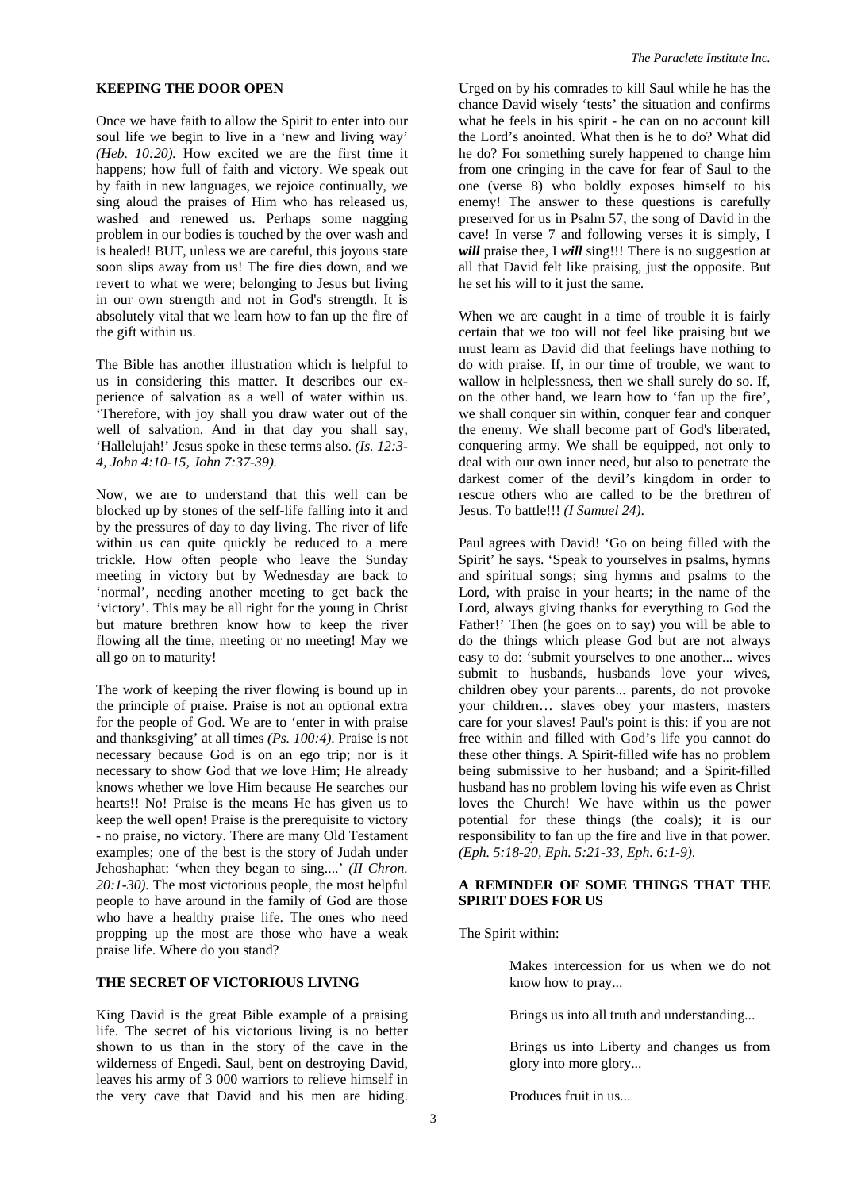## KEEPING THE DOOR OPEN

Once we have faith to allow the Spirit to enter into our soul life we begin to live in a 'new and living way' *(Heb. 10:20).* How excited we are the first time it happens; how full of faith and victory. We speak out by faith in new languages, we rejoice continually, we sing aloud the praises of Him who has released us, washed and renewed us. Perhaps some nagging problem in our bodies is touched by the over wash and is healed! BUT, unless we are careful, this joyous state soon slips away from us! The fire dies down, and we revert to what we were; belonging to Jesus but living in our own strength and not in God's strength. It is absolutely vital that we learn how to fan up the fire of the gift within us.

The Bible has another illustration which is helpful to us in considering this matter. It describes our experience of salvation as a well of water within us. 'Therefore, with joy shall you draw water out of the well of salvation. And in that day you shall say, 'Hallelujah!' Jesus spoke in these terms also. *(Is. 12:3-4, John 4:10-15, John 7:37-39).*

Now, we are to understand that this well can be blocked up by stones of the self-life falling into it and by the pressures of day to day living. The river of life within us can quite quickly be reduced to a mere trickle. How often people who leave the Sunday meeting in victory but by Wednesday are back to 'normal', needing another meeting to get back the 'victory'. This may be all right for the young in Christ but mature brethren know how to keep the river flowing all the time, meeting or no meeting! May we all go on to maturity!

The work of keeping the river flowing is bound up in the principle of praise. Praise is not an optional extra for the people of God. We are to 'enter in with praise and thanksgiving' at all times *(Ps. 100:4)*. Praise is not necessary because God is on an ego trip; nor is it necessary to show God that we love Him; He already knows whether we love Him because He searches our hearts!! No! Praise is the means He has given us to keep the well open! Praise is the prerequisite to victory - no praise, no victory. There are many Old Testament examples; one of the best is the story of Judah under Jehoshaphat: 'when they began to sing....' *(II Chron. 20:1-30).* The most victorious people, the most helpful people to have around in the family of God are those who have a healthy praise life. The ones who need propping up the most are those who have a weak praise life. Where do you stand?

## THE SECRET OF VICTORIOUS LIVING

King David is the great Bible example of a praising life. The secret of his victorious living is no better shown to us than in the story of the cave in the wilderness of Engedi. Saul, bent on destroying David, leaves his army of 3 000 warriors to relieve himself in the very cave that David and his men are hiding. Urged on by his comrades to kill Saul while he has the chance David wisely 'tests' the situation and confirms what he feels in his spirit - he can on no account kill the Lord's anointed. What then is he to do? What did he do? For something surely happened to change him from one cringing in the cave for fear of Saul to the one (verse 8) who boldly exposes himself to his enemy! The answer to these questions is carefully preserved for us in Psalm 57, the song of David in the cave! In verse 7 and following verses it is simply, I ***will*** praise thee, I ***will*** sing!!! There is no suggestion at all that David felt like praising, just the opposite. But he set his will to it just the same.

When we are caught in a time of trouble it is fairly certain that we too will not feel like praising but we must learn as David did that feelings have nothing to do with praise. If, in our time of trouble, we want to wallow in helplessness, then we shall surely do so. If, on the other hand, we learn how to 'fan up the fire', we shall conquer sin within, conquer fear and conquer the enemy. We shall become part of God's liberated, conquering army. We shall be equipped, not only to deal with our own inner need, but also to penetrate the darkest comer of the devil's kingdom in order to rescue others who are called to be the brethren of Jesus. To battle!!! *(I Samuel 24)*.

Paul agrees with David! 'Go on being filled with the Spirit' he says. 'Speak to yourselves in psalms, hymns and spiritual songs; sing hymns and psalms to the Lord, with praise in your hearts; in the name of the Lord, always giving thanks for everything to God the Father!' Then (he goes on to say) you will be able to do the things which please God but are not always easy to do: 'submit yourselves to one another... wives submit to husbands, husbands love your wives, children obey your parents... parents, do not provoke your children… slaves obey your masters, masters care for your slaves! Paul's point is this: if you are not free within and filled with God's life you cannot do these other things. A Spirit-filled wife has no problem being submissive to her husband; and a Spirit-filled husband has no problem loving his wife even as Christ loves the Church! We have within us the power potential for these things (the coals); it is our responsibility to fan up the fire and live in that power. *(Eph. 5:18-20, Eph. 5:21-33, Eph. 6:1-9)*.

## A REMINDER OF SOME THINGS THAT THE SPIRIT DOES FOR US

The Spirit within:

> Makes intercession for us when we do not know how to pray...
>
> Brings us into all truth and understanding...
>
> Brings us into Liberty and changes us from glory into more glory...
>
> Produces fruit in us...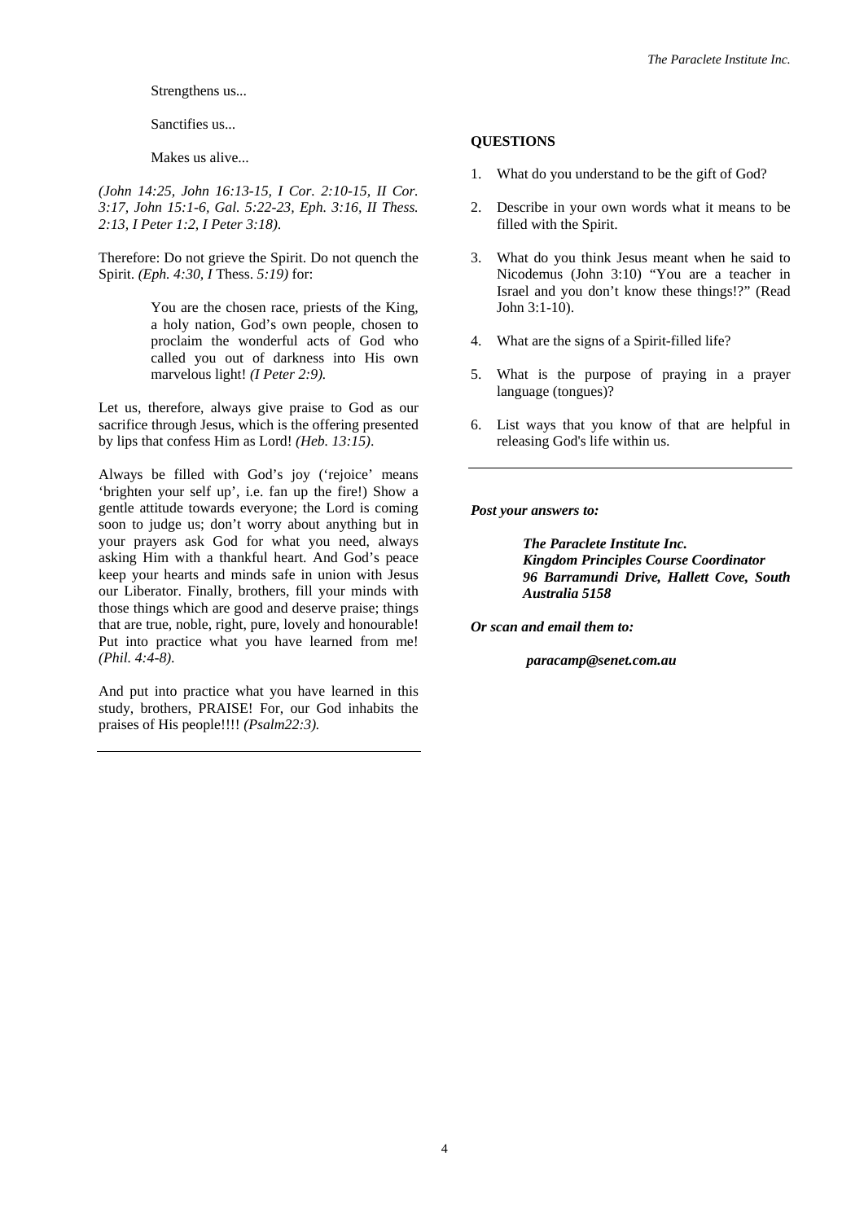Strengthens us...

Sanctifies us...

Makes us alive...

*(John 14:25, John 16:13-15, I Cor. 2:10-15, II Cor. 3:17, John 15:1-6, Gal. 5:22-23, Eph. 3:16, II Thess. 2:13, I Peter 1:2, I Peter 3:18).*

Therefore: Do not grieve the Spirit. Do not quench the Spirit. *(Eph. 4:30, I* Thess. *5:19)* for:

> You are the chosen race, priests of the King, a holy nation, God's own people, chosen to proclaim the wonderful acts of God who called you out of darkness into His own marvelous light! *(I Peter 2:9).*

Let us, therefore, always give praise to God as our sacrifice through Jesus, which is the offering presented by lips that confess Him as Lord! *(Heb. 13:15)*.

Always be filled with God's joy ('rejoice' means 'brighten your self up', i.e. fan up the fire!) Show a gentle attitude towards everyone; the Lord is coming soon to judge us; don't worry about anything but in your prayers ask God for what you need, always asking Him with a thankful heart. And God's peace keep your hearts and minds safe in union with Jesus our Liberator. Finally, brothers, fill your minds with those things which are good and deserve praise; things that are true, noble, right, pure, lovely and honourable! Put into practice what you have learned from me! *(Phil. 4:4-8)*.

And put into practice what you have learned in this study, brothers, PRAISE! For, our God inhabits the praises of His people!!!! *(Psalm22:3).*

---

**QUESTIONS**

1. What do you understand to be the gift of God?
2. Describe in your own words what it means to be filled with the Spirit.
3. What do you think Jesus meant when he said to Nicodemus (John 3:10) "You are a teacher in Israel and you don't know these things!?" (Read John 3:1-10).
4. What are the signs of a Spirit-filled life?
5. What is the purpose of praying in a prayer language (tongues)?
6. List ways that you know of that are helpful in releasing God's life within us.

---

***Post your answers to:***

> ***The Paraclete Institute Inc.***
> ***Kingdom Principles Course Coordinator***
> ***96 Barramundi Drive, Hallett Cove, South Australia 5158***

***Or scan and email them to:***

> ***paracamp@senet.com.au***